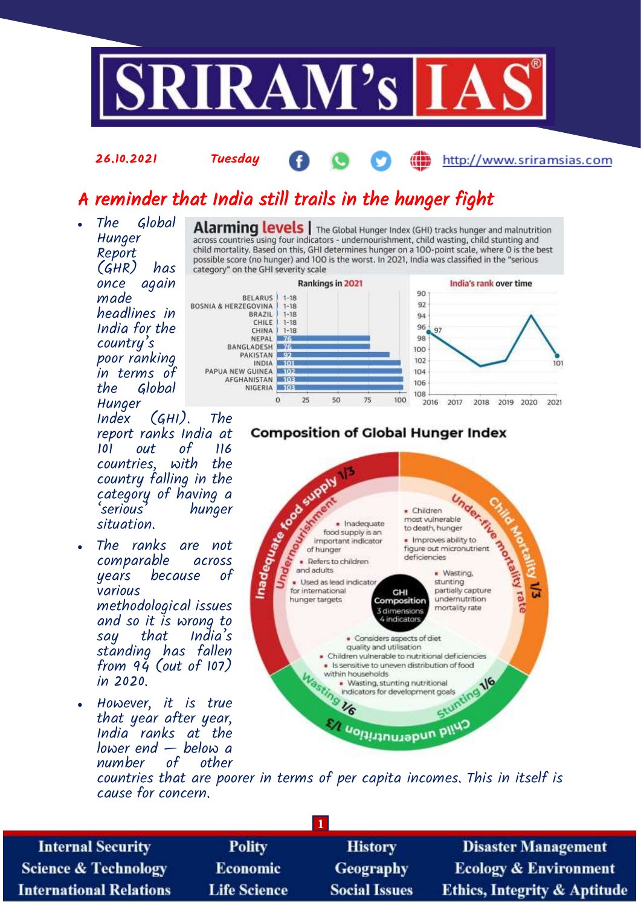26.10.2021 Tuesday http://www.sriramsias.com

# A reminder that India still trails in the hunger fight

- The Global Hunger Report (GHR) has once again made headlines in India for the country's poor ranking in terms of the Global Hunger Index (GHI). The report ranks India at 101 out of 116 countries, with the country falling in the category of having a 'serious' hunger situation.
- The ranks are not comparable across years because of various methodological issues and so it is wrong to say that India's standing has fallen from 94 (out of 107) in 2020.
- However, it is true that year after year, India ranks at the lower end — below a number of other countries that are poorer in terms of per capita incomes. This in itself is cause for concern.

**Alarming levels** | The Global Hunger Index (GHI) tracks hunger and malnutrition across countries using four indicators - undernourishment, child wasting, child stunting and child mortality. Based on this, GHI determines hunger on a 100-point scale, where 0 is the best possible score (no hunger) and 100 is the worst. In 2021, India was classified in the "serious category" on the GHI severity scale

**Rankings in 2021**

| Country | Rank |
|---|---|
| BELARUS | 1-18 |
| BOSNIA & HERZEGOVINA | 1-18 |
| BRAZIL | 1-18 |
| CHILE | 1-18 |
| CHINA | 1-18 |
| NEPAL | 76 |
| BANGLADESH | 76 |
| PAKISTAN | 92 |
| INDIA | 101 |
| PAPUA NEW GUINEA | 102 |
| AFGHANISTAN | 103 |
| NIGERIA | 103 |

**India's rank over time**

| Year | Rank |
|---|---|
| 2016 | 97 |
| 2021 | 101 |

**Composition of Global Hunger Index**

GHI Composition: 3 dimensions, 4 indicators

- **Inadequate food supply 1/3 — Undernourishment**
  - Inadequate food supply is an important indicator of hunger
  - Refers to children and adults
  - Used as lead indicator for international hunger targets
- **Child Mortality 1/3 — Under-five mortality rate**
  - Children most vulnerable to death, hunger
  - Improves ability to figure out micronutrient deficiencies
  - Wasting, stunting partially capture undernutrition mortality rate
- **Child undernutrition 1/3 — Wasting 1/6, Stunting 1/6**
  - Considers aspects of diet quality and utilisation
  - Children vulnerable to nutritional deficiencies
  - Is sensitive to uneven distribution of food within households
  - Wasting, stunting nutritional indicators for development goals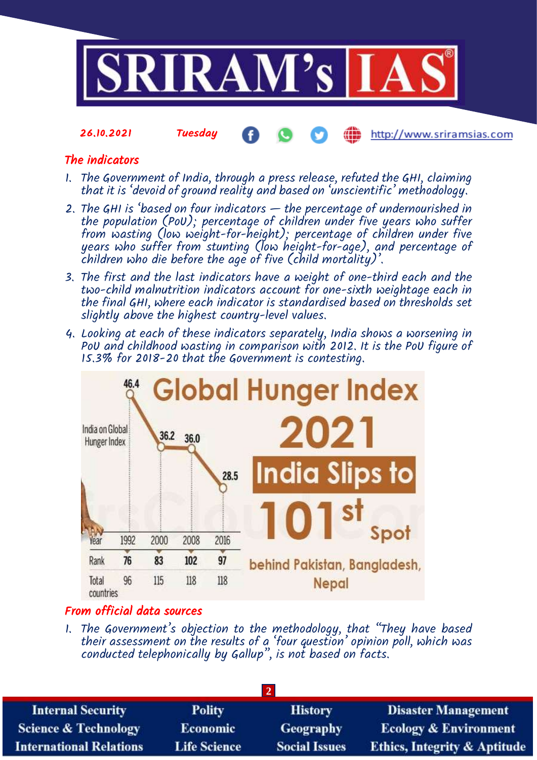## The indicators

1. The Government of India, through a press release, refuted the GHI, claiming that it is 'devoid of ground reality and based on 'unscientific' methodology.
2. The GHI is 'based on four indicators — the percentage of undernourished in the population (PoU); percentage of children under five years who suffer from wasting (low weight-for-height); percentage of children under five years who suffer from stunting (low height-for-age), and percentage of children who die before the age of five (child mortality)'.
3. The first and the last indicators have a weight of one-third each and the two-child malnutrition indicators account for one-sixth weightage each in the final GHI, where each indicator is standardised based on thresholds set slightly above the highest country-level values.
4. Looking at each of these indicators separately, India shows a worsening in PoU and childhood wasting in comparison with 2012. It is the PoU figure of 15.3% for 2018-20 that the Government is contesting.

**Global Hunger Index 2021**

**India Slips to 101st Spot** behind Pakistan, Bangladesh, Nepal

India on Global Hunger Index

| Year | 1992 | 2000 | 2008 | 2016 |
|---|---|---|---|---|
| Score | 46.4 | 36.2 | 36.0 | 28.5 |
| Rank | 76 | 83 | 102 | 97 |
| Total countries | 96 | 115 | 118 | 118 |

## From official data sources

1. The Government's objection to the methodology, that "They have based their assessment on the results of a 'four question' opinion poll, which was conducted telephonically by Gallup", is not based on facts.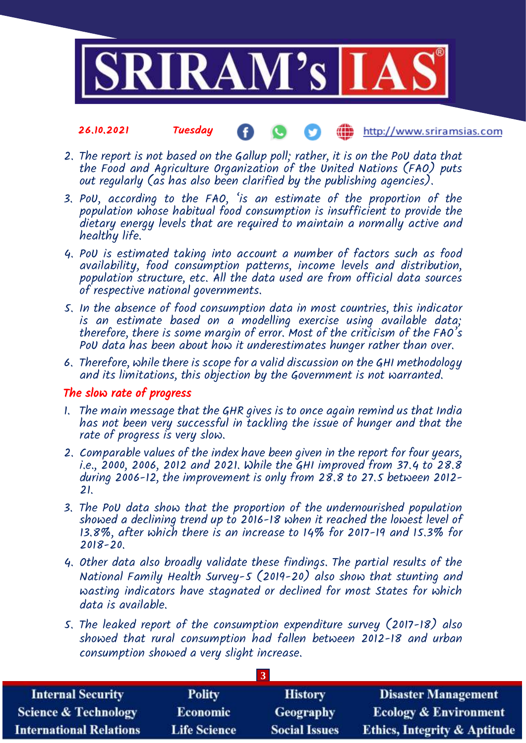2. The report is not based on the Gallup poll; rather, it is on the PoU data that the Food and Agriculture Organization of the United Nations (FAO) puts out regularly (as has also been clarified by the publishing agencies).
3. PoU, according to the FAO, 'is an estimate of the proportion of the population whose habitual food consumption is insufficient to provide the dietary energy levels that are required to maintain a normally active and healthy life.
4. PoU is estimated taking into account a number of factors such as food availability, food consumption patterns, income levels and distribution, population structure, etc. All the data used are from official data sources of respective national governments.
5. In the absence of food consumption data in most countries, this indicator is an estimate based on a modelling exercise using available data; therefore, there is some margin of error. Most of the criticism of the FAO's PoU data has been about how it underestimates hunger rather than over.
6. Therefore, while there is scope for a valid discussion on the GHI methodology and its limitations, this objection by the Government is not warranted.

## The slow rate of progress

1. The main message that the GHR gives is to once again remind us that India has not been very successful in tackling the issue of hunger and that the rate of progress is very slow.
2. Comparable values of the index have been given in the report for four years, i.e., 2000, 2006, 2012 and 2021. While the GHI improved from 37.4 to 28.8 during 2006-12, the improvement is only from 28.8 to 27.5 between 2012-21.
3. The PoU data show that the proportion of the undernourished population showed a declining trend up to 2016-18 when it reached the lowest level of 13.8%, after which there is an increase to 14% for 2017-19 and 15.3% for 2018-20.
4. Other data also broadly validate these findings. The partial results of the National Family Health Survey-5 (2019-20) also show that stunting and wasting indicators have stagnated or declined for most States for which data is available.
5. The leaked report of the consumption expenditure survey (2017-18) also showed that rural consumption had fallen between 2012-18 and urban consumption showed a very slight increase.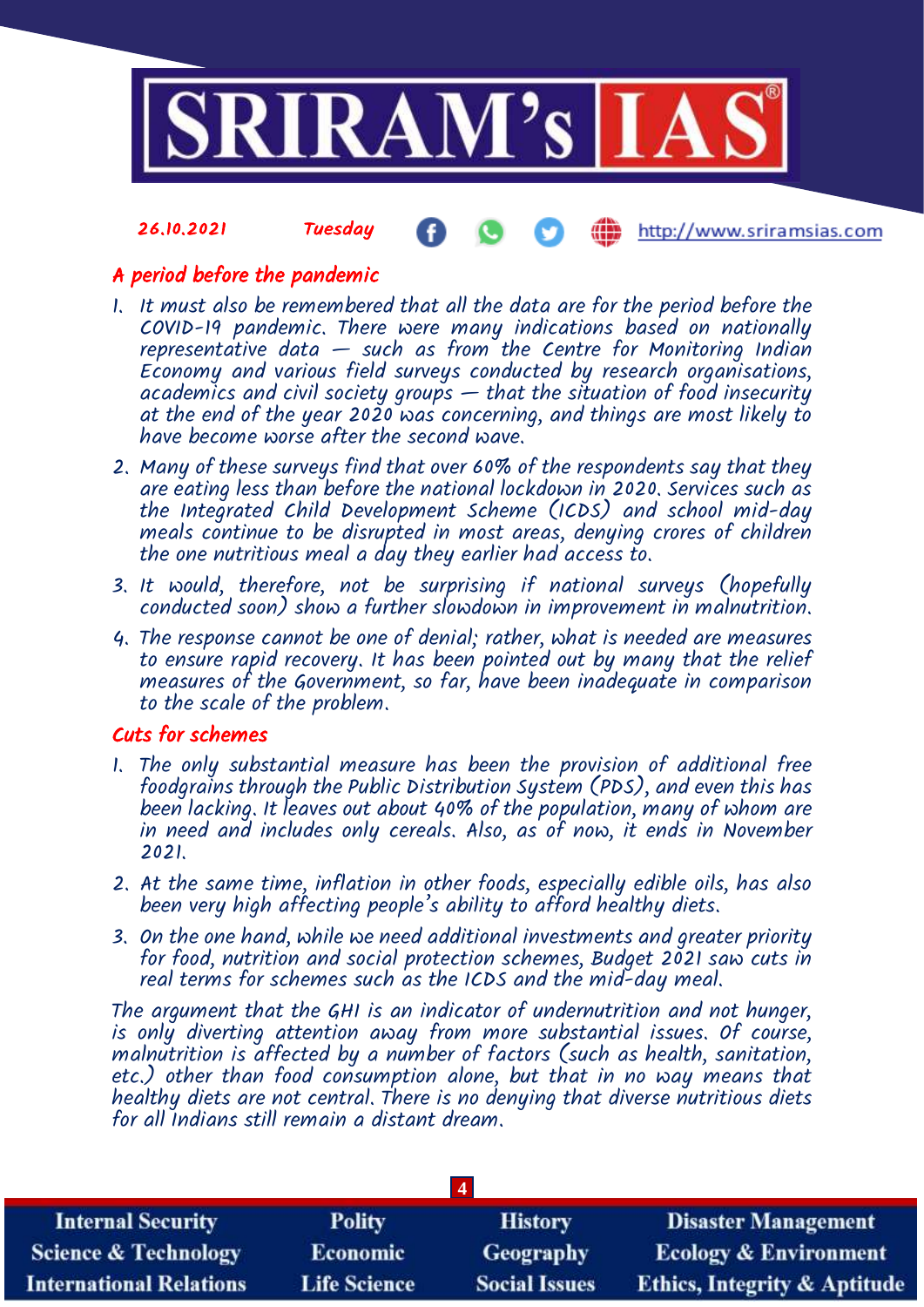## A period before the pandemic

1. It must also be remembered that all the data are for the period before the COVID-19 pandemic. There were many indications based on nationally representative data — such as from the Centre for Monitoring Indian Economy and various field surveys conducted by research organisations, academics and civil society groups — that the situation of food insecurity at the end of the year 2020 was concerning, and things are most likely to have become worse after the second wave.
2. Many of these surveys find that over 60% of the respondents say that they are eating less than before the national lockdown in 2020. Services such as the Integrated Child Development Scheme (ICDS) and school mid-day meals continue to be disrupted in most areas, denying crores of children the one nutritious meal a day they earlier had access to.
3. It would, therefore, not be surprising if national surveys (hopefully conducted soon) show a further slowdown in improvement in malnutrition.
4. The response cannot be one of denial; rather, what is needed are measures to ensure rapid recovery. It has been pointed out by many that the relief measures of the Government, so far, have been inadequate in comparison to the scale of the problem.

## Cuts for schemes

1. The only substantial measure has been the provision of additional free foodgrains through the Public Distribution System (PDS), and even this has been lacking. It leaves out about 40% of the population, many of whom are in need and includes only cereals. Also, as of now, it ends in November 2021.
2. At the same time, inflation in other foods, especially edible oils, has also been very high affecting people's ability to afford healthy diets.
3. On the one hand, while we need additional investments and greater priority for food, nutrition and social protection schemes, Budget 2021 saw cuts in real terms for schemes such as the ICDS and the mid-day meal.

The argument that the GHI is an indicator of undernutrition and not hunger, is only diverting attention away from more substantial issues. Of course, malnutrition is affected by a number of factors (such as health, sanitation, etc.) other than food consumption alone, but that in no way means that healthy diets are not central. There is no denying that diverse nutritious diets for all Indians still remain a distant dream.